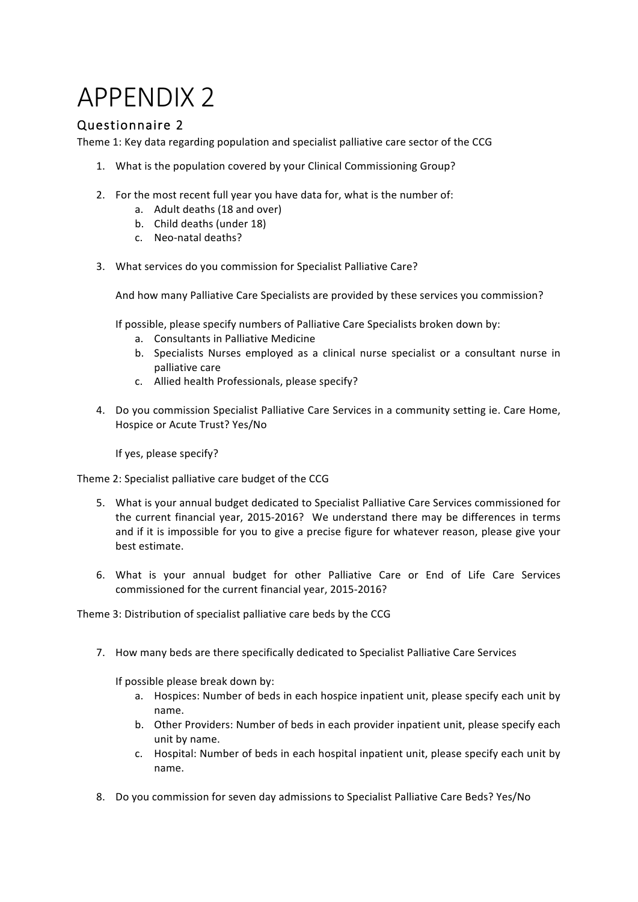# APPENDIX 2

## Questionnaire 2

Theme 1: Key data regarding population and specialist palliative care sector of the CCG

1. What is the population covered by your Clinical Commissioning Group?

2. For the most recent full year you have data for, what is the number of:
   a. Adult deaths (18 and over)
   b. Child deaths (under 18)
   c. Neo-natal deaths?

3. What services do you commission for Specialist Palliative Care?

   And how many Palliative Care Specialists are provided by these services you commission?

   If possible, please specify numbers of Palliative Care Specialists broken down by:
   a. Consultants in Palliative Medicine
   b. Specialists Nurses employed as a clinical nurse specialist or a consultant nurse in palliative care
   c. Allied health Professionals, please specify?

4. Do you commission Specialist Palliative Care Services in a community setting ie. Care Home, Hospice or Acute Trust? Yes/No

   If yes, please specify?

Theme 2: Specialist palliative care budget of the CCG

5. What is your annual budget dedicated to Specialist Palliative Care Services commissioned for the current financial year, 2015-2016? We understand there may be differences in terms and if it is impossible for you to give a precise figure for whatever reason, please give your best estimate.

6. What is your annual budget for other Palliative Care or End of Life Care Services commissioned for the current financial year, 2015-2016?

Theme 3: Distribution of specialist palliative care beds by the CCG

7. How many beds are there specifically dedicated to Specialist Palliative Care Services

   If possible please break down by:
   a. Hospices: Number of beds in each hospice inpatient unit, please specify each unit by name.
   b. Other Providers: Number of beds in each provider inpatient unit, please specify each unit by name.
   c. Hospital: Number of beds in each hospital inpatient unit, please specify each unit by name.

8. Do you commission for seven day admissions to Specialist Palliative Care Beds? Yes/No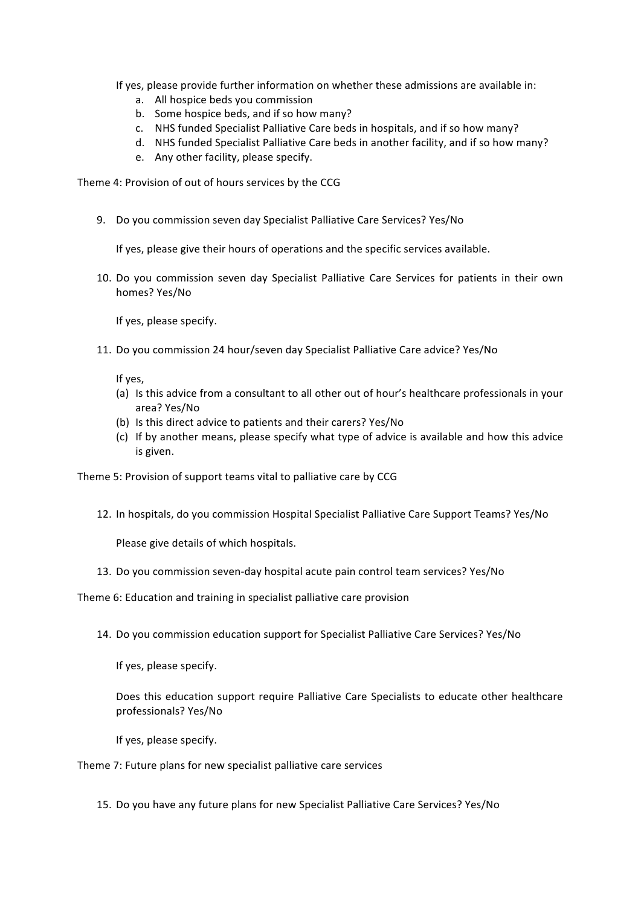If yes, please provide further information on whether these admissions are available in:

a. All hospice beds you commission
b. Some hospice beds, and if so how many?
c. NHS funded Specialist Palliative Care beds in hospitals, and if so how many?
d. NHS funded Specialist Palliative Care beds in another facility, and if so how many?
e. Any other facility, please specify.

Theme 4: Provision of out of hours services by the CCG

9. Do you commission seven day Specialist Palliative Care Services? Yes/No

   If yes, please give their hours of operations and the specific services available.

10. Do you commission seven day Specialist Palliative Care Services for patients in their own homes? Yes/No

    If yes, please specify.

11. Do you commission 24 hour/seven day Specialist Palliative Care advice? Yes/No

    If yes,

    (a) Is this advice from a consultant to all other out of hour's healthcare professionals in your area? Yes/No
    (b) Is this direct advice to patients and their carers? Yes/No
    (c) If by another means, please specify what type of advice is available and how this advice is given.

Theme 5: Provision of support teams vital to palliative care by CCG

12. In hospitals, do you commission Hospital Specialist Palliative Care Support Teams? Yes/No

    Please give details of which hospitals.

13. Do you commission seven-day hospital acute pain control team services? Yes/No

Theme 6: Education and training in specialist palliative care provision

14. Do you commission education support for Specialist Palliative Care Services? Yes/No

    If yes, please specify.

    Does this education support require Palliative Care Specialists to educate other healthcare professionals? Yes/No

    If yes, please specify.

Theme 7: Future plans for new specialist palliative care services

15. Do you have any future plans for new Specialist Palliative Care Services? Yes/No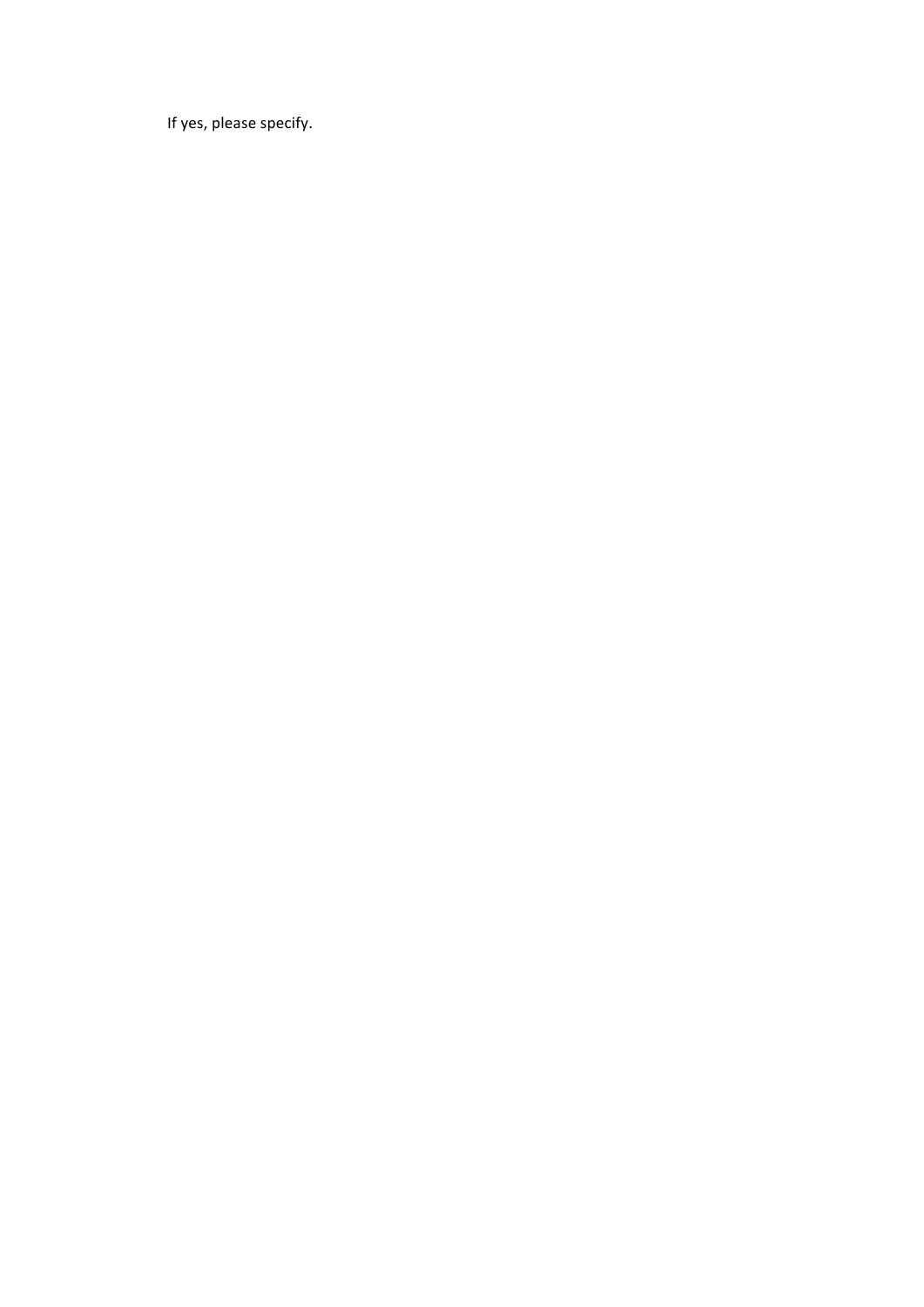If yes, please specify.